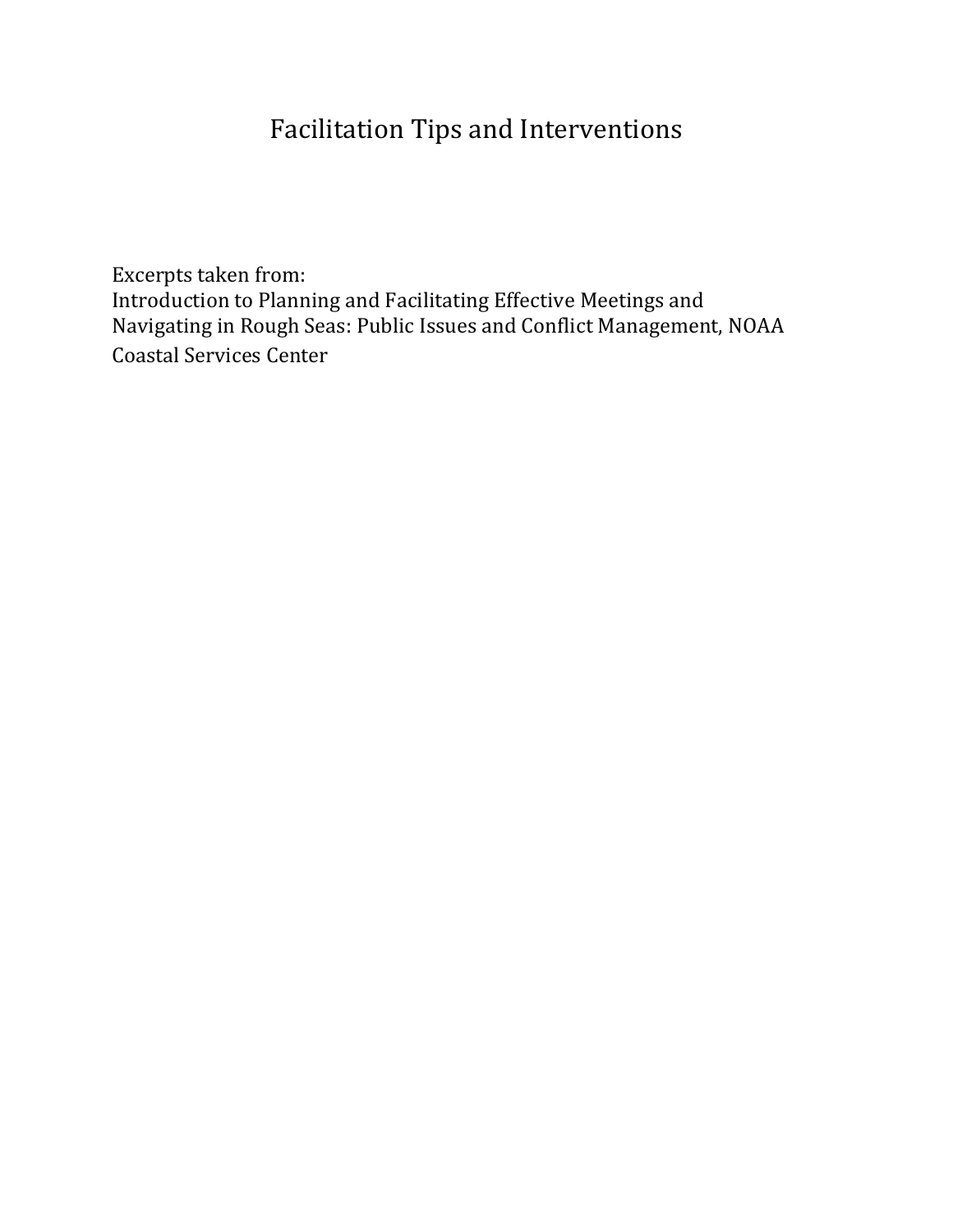# Facilitation Tips and Interventions

Excerpts taken from:
Introduction to Planning and Facilitating Effective Meetings and Navigating in Rough Seas: Public Issues and Conflict Management, NOAA Coastal Services Center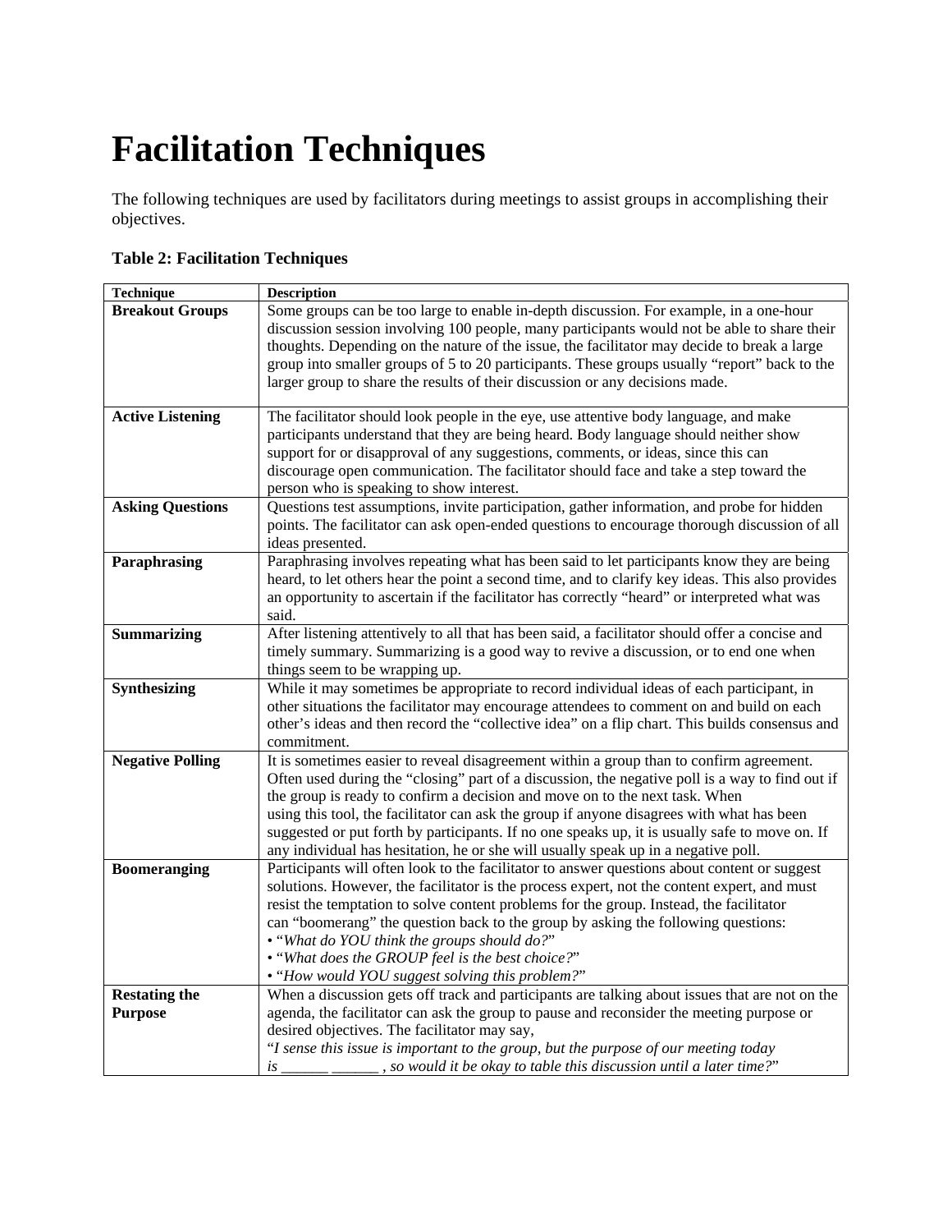# Facilitation Techniques

The following techniques are used by facilitators during meetings to assist groups in accomplishing their objectives.

**Table 2: Facilitation Techniques**

| Technique | Description |
|---|---|
| **Breakout Groups** | Some groups can be too large to enable in-depth discussion. For example, in a one-hour discussion session involving 100 people, many participants would not be able to share their thoughts. Depending on the nature of the issue, the facilitator may decide to break a large group into smaller groups of 5 to 20 participants. These groups usually "report" back to the larger group to share the results of their discussion or any decisions made. |
| **Active Listening** | The facilitator should look people in the eye, use attentive body language, and make participants understand that they are being heard. Body language should neither show support for or disapproval of any suggestions, comments, or ideas, since this can discourage open communication. The facilitator should face and take a step toward the person who is speaking to show interest. |
| **Asking Questions** | Questions test assumptions, invite participation, gather information, and probe for hidden points. The facilitator can ask open-ended questions to encourage thorough discussion of all ideas presented. |
| **Paraphrasing** | Paraphrasing involves repeating what has been said to let participants know they are being heard, to let others hear the point a second time, and to clarify key ideas. This also provides an opportunity to ascertain if the facilitator has correctly "heard" or interpreted what was said. |
| **Summarizing** | After listening attentively to all that has been said, a facilitator should offer a concise and timely summary. Summarizing is a good way to revive a discussion, or to end one when things seem to be wrapping up. |
| **Synthesizing** | While it may sometimes be appropriate to record individual ideas of each participant, in other situations the facilitator may encourage attendees to comment on and build on each other's ideas and then record the "collective idea" on a flip chart. This builds consensus and commitment. |
| **Negative Polling** | It is sometimes easier to reveal disagreement within a group than to confirm agreement. Often used during the "closing" part of a discussion, the negative poll is a way to find out if the group is ready to confirm a decision and move on to the next task. When using this tool, the facilitator can ask the group if anyone disagrees with what has been suggested or put forth by participants. If no one speaks up, it is usually safe to move on. If any individual has hesitation, he or she will usually speak up in a negative poll. |
| **Boomeranging** | Participants will often look to the facilitator to answer questions about content or suggest solutions. However, the facilitator is the process expert, not the content expert, and must resist the temptation to solve content problems for the group. Instead, the facilitator can "boomerang" the question back to the group by asking the following questions:<br>• "*What do YOU think the groups should do?*"<br>• "*What does the GROUP feel is the best choice?*"<br>• "*How would YOU suggest solving this problem?*" |
| **Restating the Purpose** | When a discussion gets off track and participants are talking about issues that are not on the agenda, the facilitator can ask the group to pause and reconsider the meeting purpose or desired objectives. The facilitator may say,<br>"*I sense this issue is important to the group, but the purpose of our meeting today is ______ ______ , so would it be okay to table this discussion until a later time?*" |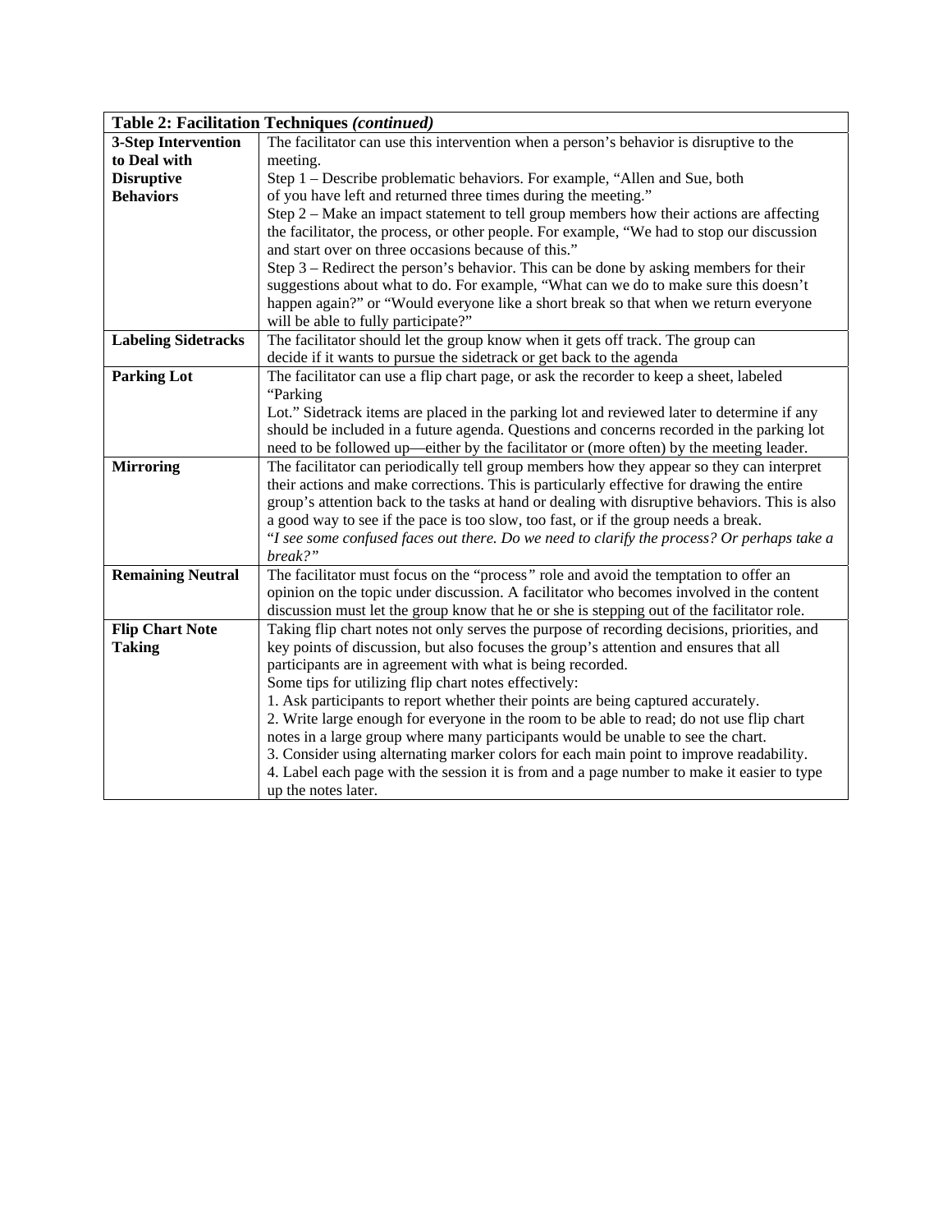| **Table 2: Facilitation Techniques *(continued)*** | |
|---|---|
| **3-Step Intervention to Deal with Disruptive Behaviors** | The facilitator can use this intervention when a person's behavior is disruptive to the meeting.<br>Step 1 – Describe problematic behaviors. For example, "Allen and Sue, both of you have left and returned three times during the meeting."<br>Step 2 – Make an impact statement to tell group members how their actions are affecting the facilitator, the process, or other people. For example, "We had to stop our discussion and start over on three occasions because of this."<br>Step 3 – Redirect the person's behavior. This can be done by asking members for their suggestions about what to do. For example, "What can we do to make sure this doesn't happen again?" or "Would everyone like a short break so that when we return everyone will be able to fully participate?" |
| **Labeling Sidetracks** | The facilitator should let the group know when it gets off track. The group can decide if it wants to pursue the sidetrack or get back to the agenda |
| **Parking Lot** | The facilitator can use a flip chart page, or ask the recorder to keep a sheet, labeled "Parking Lot." Sidetrack items are placed in the parking lot and reviewed later to determine if any should be included in a future agenda. Questions and concerns recorded in the parking lot need to be followed up—either by the facilitator or (more often) by the meeting leader. |
| **Mirroring** | The facilitator can periodically tell group members how they appear so they can interpret their actions and make corrections. This is particularly effective for drawing the entire group's attention back to the tasks at hand or dealing with disruptive behaviors. This is also a good way to see if the pace is too slow, too fast, or if the group needs a break.<br>"*I see some confused faces out there. Do we need to clarify the process? Or perhaps take a break?"* |
| **Remaining Neutral** | The facilitator must focus on the "process" role and avoid the temptation to offer an opinion on the topic under discussion. A facilitator who becomes involved in the content discussion must let the group know that he or she is stepping out of the facilitator role. |
| **Flip Chart Note Taking** | Taking flip chart notes not only serves the purpose of recording decisions, priorities, and key points of discussion, but also focuses the group's attention and ensures that all participants are in agreement with what is being recorded.<br>Some tips for utilizing flip chart notes effectively:<br>1. Ask participants to report whether their points are being captured accurately.<br>2. Write large enough for everyone in the room to be able to read; do not use flip chart notes in a large group where many participants would be unable to see the chart.<br>3. Consider using alternating marker colors for each main point to improve readability.<br>4. Label each page with the session it is from and a page number to make it easier to type up the notes later. |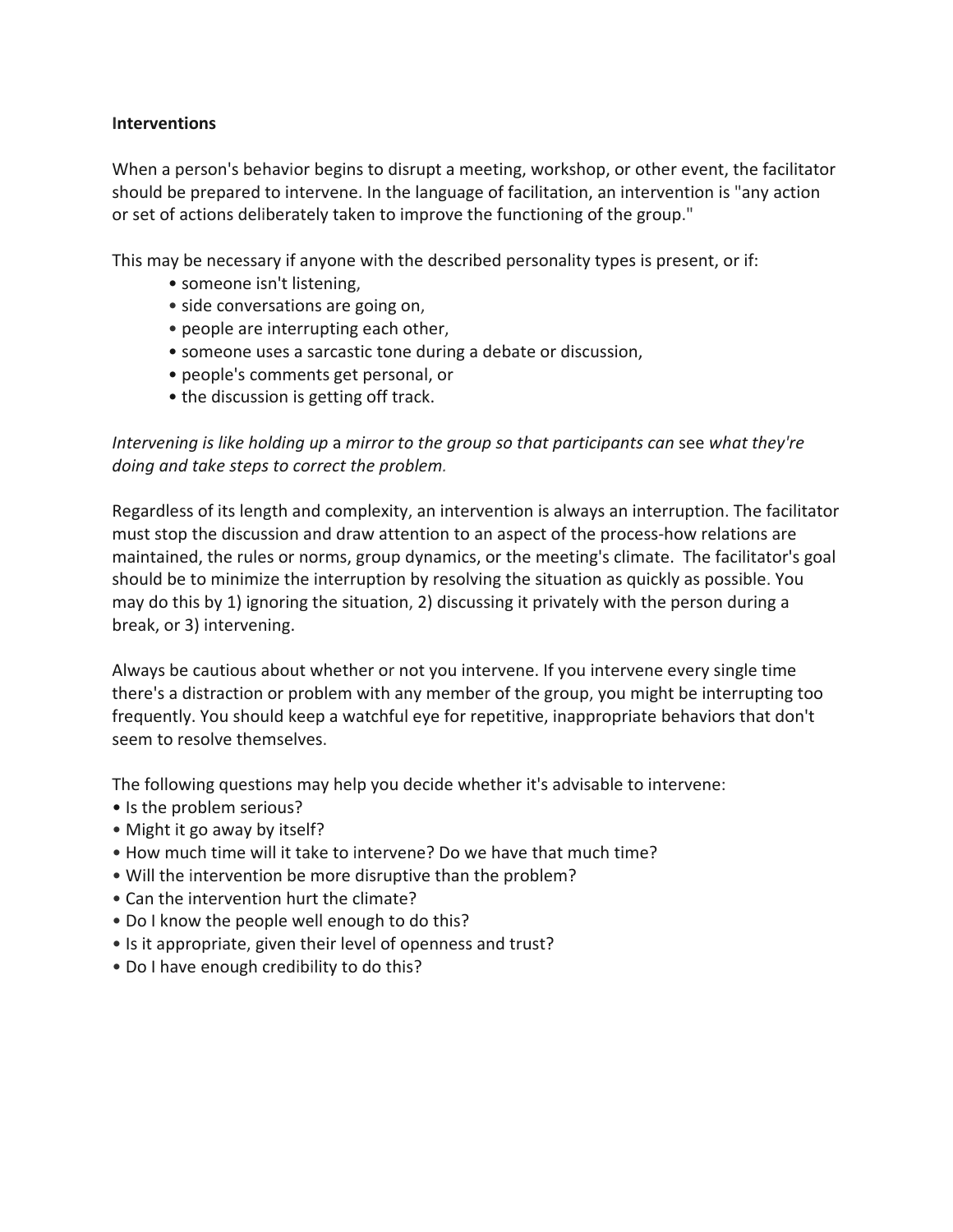**Interventions**

When a person's behavior begins to disrupt a meeting, workshop, or other event, the facilitator should be prepared to intervene. In the language of facilitation, an intervention is "any action or set of actions deliberately taken to improve the functioning of the group."

This may be necessary if anyone with the described personality types is present, or if:

- someone isn't listening,
- side conversations are going on,
- people are interrupting each other,
- someone uses a sarcastic tone during a debate or discussion,
- people's comments get personal, or
- the discussion is getting off track.

*Intervening is like holding up* a *mirror to the group so that participants can* see *what they're doing and take steps to correct the problem.*

Regardless of its length and complexity, an intervention is always an interruption. The facilitator must stop the discussion and draw attention to an aspect of the process-how relations are maintained, the rules or norms, group dynamics, or the meeting's climate. The facilitator's goal should be to minimize the interruption by resolving the situation as quickly as possible. You may do this by 1) ignoring the situation, 2) discussing it privately with the person during a break, or 3) intervening.

Always be cautious about whether or not you intervene. If you intervene every single time there's a distraction or problem with any member of the group, you might be interrupting too frequently. You should keep a watchful eye for repetitive, inappropriate behaviors that don't seem to resolve themselves.

The following questions may help you decide whether it's advisable to intervene:

- Is the problem serious?
- Might it go away by itself?
- How much time will it take to intervene? Do we have that much time?
- Will the intervention be more disruptive than the problem?
- Can the intervention hurt the climate?
- Do I know the people well enough to do this?
- Is it appropriate, given their level of openness and trust?
- Do I have enough credibility to do this?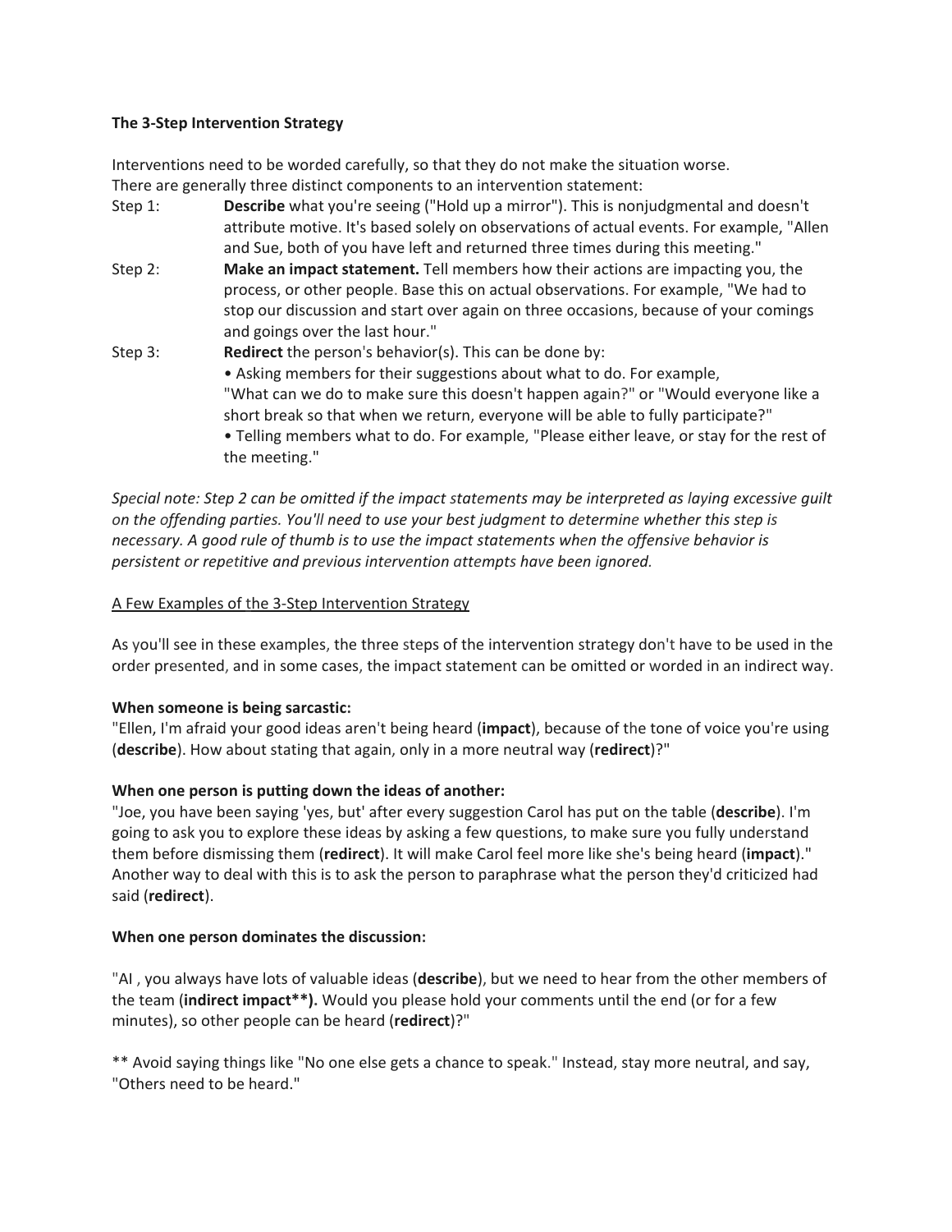**The 3-Step Intervention Strategy**

Interventions need to be worded carefully, so that they do not make the situation worse.
There are generally three distinct components to an intervention statement:

Step 1: **Describe** what you're seeing ("Hold up a mirror"). This is nonjudgmental and doesn't attribute motive. It's based solely on observations of actual events. For example, "Allen and Sue, both of you have left and returned three times during this meeting."

Step 2: **Make an impact statement.** Tell members how their actions are impacting you, the process, or other people. Base this on actual observations. For example, "We had to stop our discussion and start over again on three occasions, because of your comings and goings over the last hour."

Step 3: **Redirect** the person's behavior(s). This can be done by:

- Asking members for their suggestions about what to do. For example, "What can we do to make sure this doesn't happen again?" or "Would everyone like a short break so that when we return, everyone will be able to fully participate?"
- Telling members what to do. For example, "Please either leave, or stay for the rest of the meeting."

*Special note: Step 2 can be omitted if the impact statements may be interpreted as laying excessive guilt on the offending parties. You'll need to use your best judgment to determine whether this step is necessary. A good rule of thumb is to use the impact statements when the offensive behavior is persistent or repetitive and previous intervention attempts have been ignored.*

<u>A Few Examples of the 3-Step Intervention Strategy</u>

As you'll see in these examples, the three steps of the intervention strategy don't have to be used in the order presented, and in some cases, the impact statement can be omitted or worded in an indirect way.

**When someone is being sarcastic:**

"Ellen, I'm afraid your good ideas aren't being heard (**impact**), because of the tone of voice you're using (**describe**). How about stating that again, only in a more neutral way (**redirect**)?"

**When one person is putting down the ideas of another:**

"Joe, you have been saying 'yes, but' after every suggestion Carol has put on the table (**describe**). I'm going to ask you to explore these ideas by asking a few questions, to make sure you fully understand them before dismissing them (**redirect**). It will make Carol feel more like she's being heard (**impact**)."
Another way to deal with this is to ask the person to paraphrase what the person they'd criticized had said (**redirect**).

**When one person dominates the discussion:**

"Al , you always have lots of valuable ideas (**describe**), but we need to hear from the other members of the team (**indirect impact\*\*).** Would you please hold your comments until the end (or for a few minutes), so other people can be heard (**redirect**)?"

** Avoid saying things like "No one else gets a chance to speak." Instead, stay more neutral, and say, "Others need to be heard."